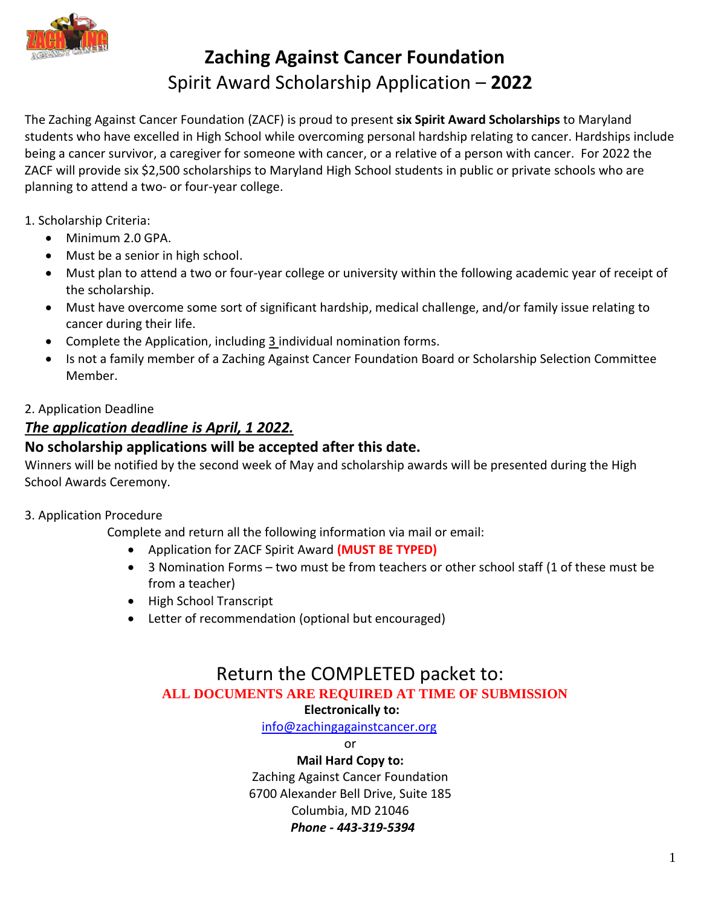# Zaching Against Cancer Foundation

## Spirit Award Scholarship Application – **2022**

The Zaching Against Cancer Foundation (ZACF) is proud to present **six Spirit Award Scholarships** to Maryland students who have excelled in High School while overcoming personal hardship relating to cancer. Hardships include being a cancer survivor, a caregiver for someone with cancer, or a relative of a person with cancer. For 2022 the ZACF will provide six $2,500 scholarships to Maryland High School students in public or private schools who are planning to attend a two- or four-year college.

1. Scholarship Criteria:
   - Minimum 2.0 GPA.
   - Must be a senior in high school.
   - Must plan to attend a two or four-year college or university within the following academic year of receipt of the scholarship.
   - Must have overcome some sort of significant hardship, medical challenge, and/or family issue relating to cancer during their life.
   - Complete the Application, including 3 individual nomination forms.
   - Is not a family member of a Zaching Against Cancer Foundation Board or Scholarship Selection Committee Member.

2. Application Deadline

***The application deadline is April, 1 2022.***

**No scholarship applications will be accepted after this date.**

Winners will be notified by the second week of May and scholarship awards will be presented during the High School Awards Ceremony.

3. Application Procedure

Complete and return all the following information via mail or email:

- Application for ZACF Spirit Award **(MUST BE TYPED)**
- 3 Nomination Forms – two must be from teachers or other school staff (1 of these must be from a teacher)
- High School Transcript
- Letter of recommendation (optional but encouraged)

## Return the COMPLETED packet to:

**ALL DOCUMENTS ARE REQUIRED AT TIME OF SUBMISSION**

**Electronically to:**

info@zachingagainstcancer.org

or

**Mail Hard Copy to:**

Zaching Against Cancer Foundation
6700 Alexander Bell Drive, Suite 185
Columbia, MD 21046
***Phone - 443-319-5394***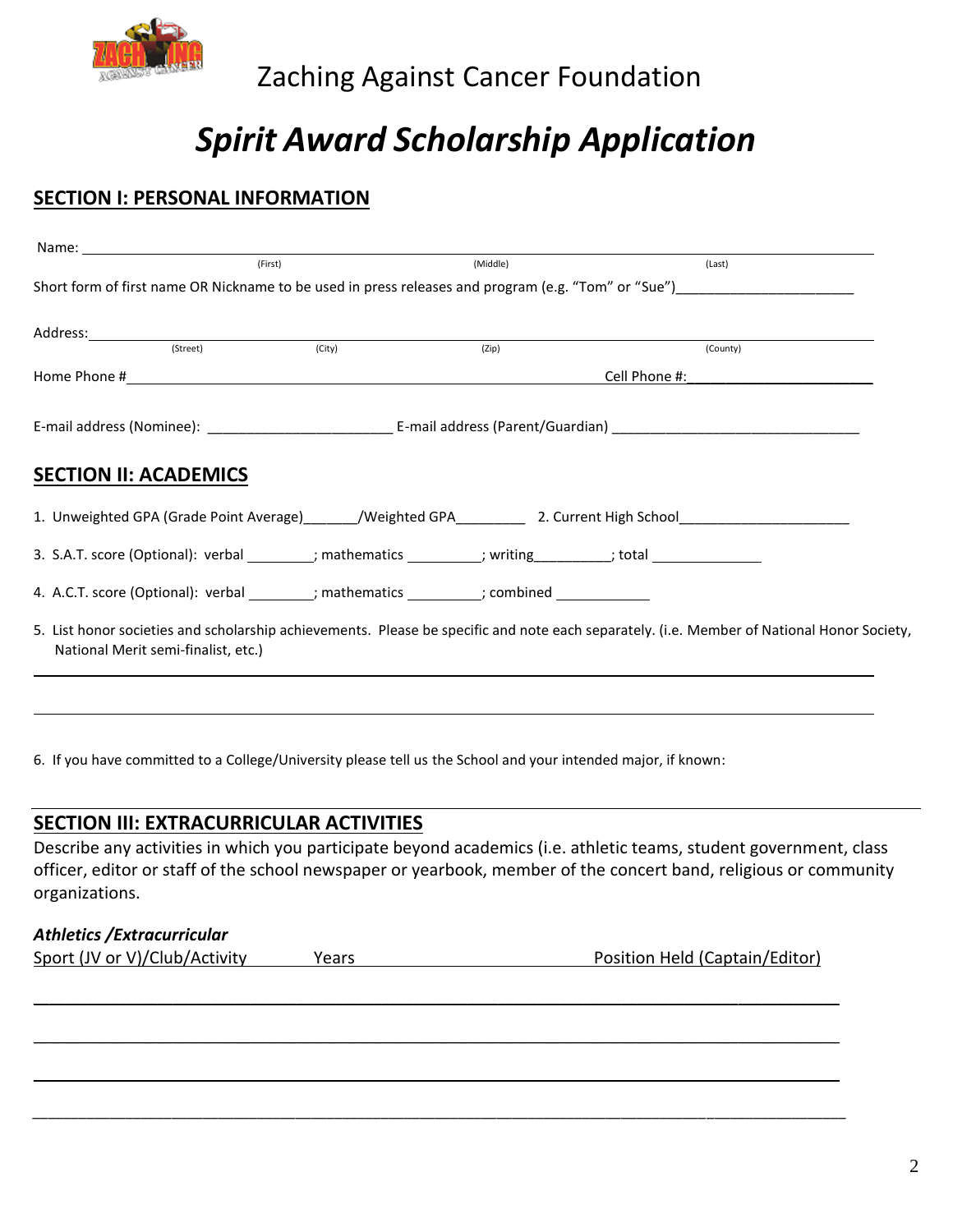Zaching Against Cancer Foundation

# *Spirit Award Scholarship Application*

## SECTION I: PERSONAL INFORMATION

Name: ______________________________________________________________________________
(First) (Middle) (Last)

Short form of first name OR Nickname to be used in press releases and program (e.g. "Tom" or "Sue")________________________

Address: ____________________________________________________________________________
(Street) (City) (Zip) (County)

Home Phone #______________________________________________ Cell Phone #:________________________

E-mail address (Nominee): ________________________ E-mail address (Parent/Guardian) ________________________________

## SECTION II: ACADEMICS

1. Unweighted GPA (Grade Point Average)_______/Weighted GPA_________ 2. Current High School______________________

3. S.A.T. score (Optional): verbal ________; mathematics _________; writing_________; total ______________

4. A.C.T. score (Optional): verbal ________; mathematics _________; combined ____________

5. List honor societies and scholarship achievements. Please be specific and note each separately. (i.e. Member of National Honor Society, National Merit semi-finalist, etc.)

______________________________________________________________________________

______________________________________________________________________________

6. If you have committed to a College/University please tell us the School and your intended major, if known:

## SECTION III: EXTRACURRICULAR ACTIVITIES

Describe any activities in which you participate beyond academics (i.e. athletic teams, student government, class officer, editor or staff of the school newspaper or yearbook, member of the concert band, religious or community organizations.

***Athletics /Extracurricular***

Sport (JV or V)/Club/Activity Years Position Held (Captain/Editor)

______________________________________________________________________________

______________________________________________________________________________

______________________________________________________________________________

______________________________________________________________________________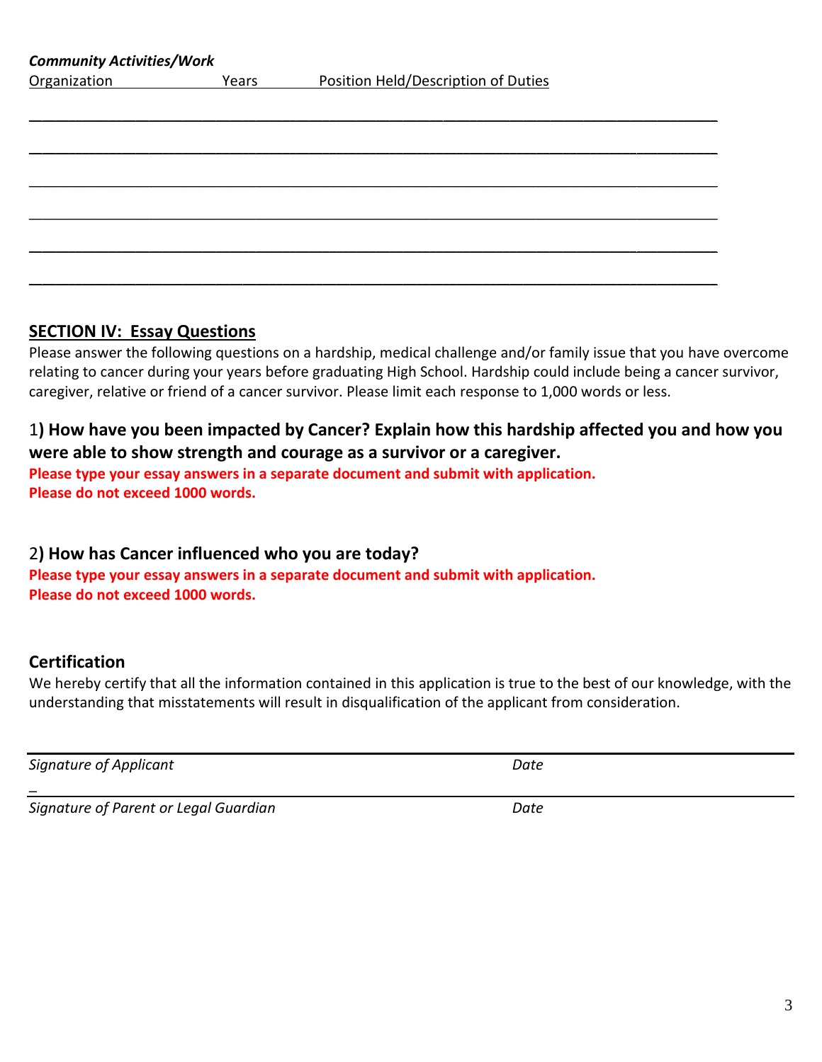***Community Activities/Work***

Organization | Years | Position Held/Description of Duties

______________________________________________________________________________

______________________________________________________________________________

______________________________________________________________________________

______________________________________________________________________________

______________________________________________________________________________

______________________________________________________________________________

## SECTION IV: Essay Questions

Please answer the following questions on a hardship, medical challenge and/or family issue that you have overcome relating to cancer during your years before graduating High School. Hardship could include being a cancer survivor, caregiver, relative or friend of a cancer survivor. Please limit each response to 1,000 words or less.

### 1) How have you been impacted by Cancer? Explain how this hardship affected you and how you were able to show strength and courage as a survivor or a caregiver.

**Please type your essay answers in a separate document and submit with application.**
**Please do not exceed 1000 words.**

### 2) How has Cancer influenced who you are today?

**Please type your essay answers in a separate document and submit with application.**
**Please do not exceed 1000 words.**

### Certification

We hereby certify that all the information contained in this application is true to the best of our knowledge, with the understanding that misstatements will result in disqualification of the applicant from consideration.

______________________________________________________________________________

*Signature of Applicant* *Date*

______________________________________________________________________________

*Signature of Parent or Legal Guardian* *Date*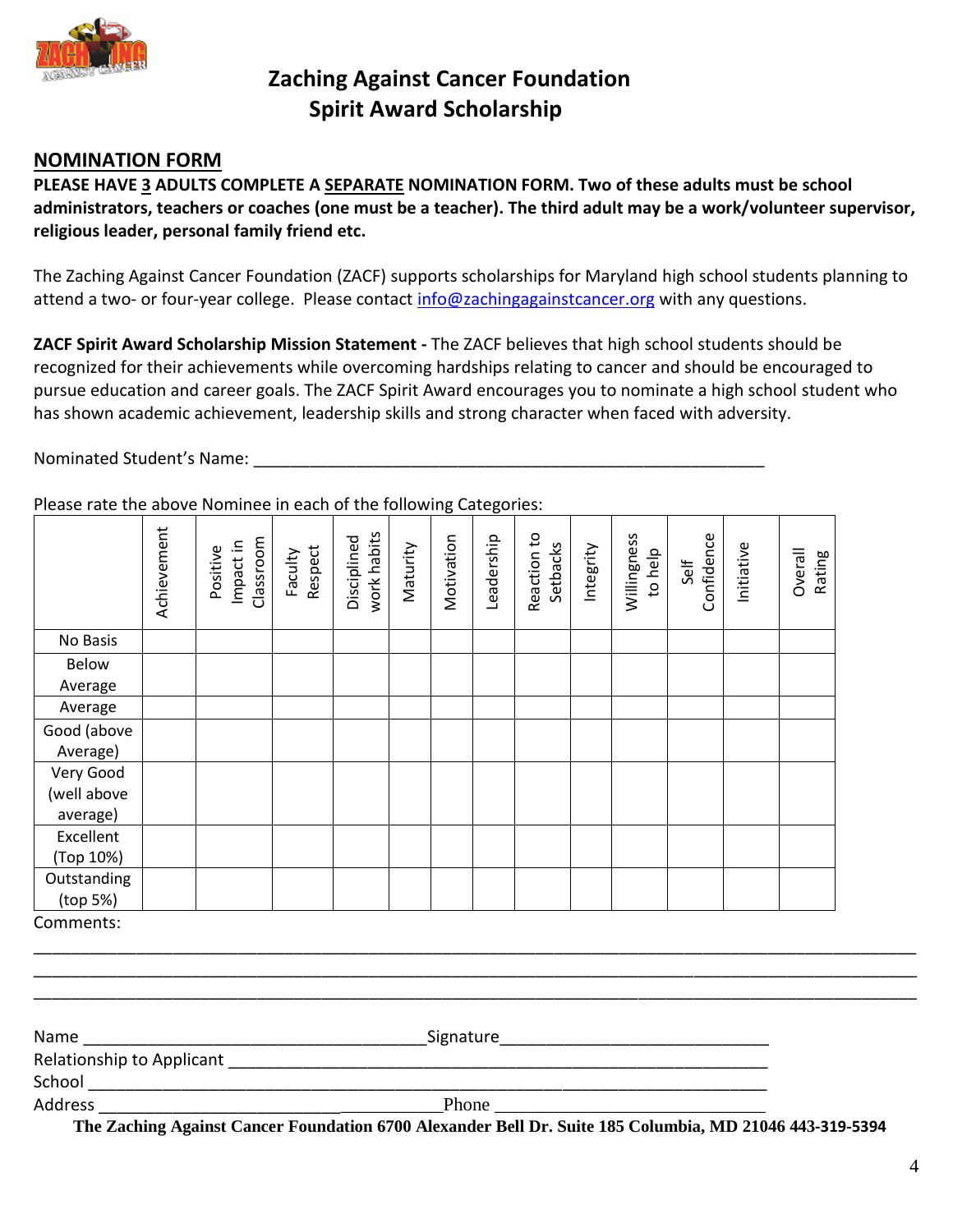# Zaching Against Cancer Foundation
# Spirit Award Scholarship

## NOMINATION FORM

**PLEASE HAVE 3 ADULTS COMPLETE A SEPARATE NOMINATION FORM. Two of these adults must be school administrators, teachers or coaches (one must be a teacher). The third adult may be a work/volunteer supervisor, religious leader, personal family friend etc.**

The Zaching Against Cancer Foundation (ZACF) supports scholarships for Maryland high school students planning to attend a two- or four-year college. Please contact info@zachingagainstcancer.org with any questions.

**ZACF Spirit Award Scholarship Mission Statement -** The ZACF believes that high school students should be recognized for their achievements while overcoming hardships relating to cancer and should be encouraged to pursue education and career goals. The ZACF Spirit Award encourages you to nominate a high school student who has shown academic achievement, leadership skills and strong character when faced with adversity.

Nominated Student's Name: ___________________________________________________

Please rate the above Nominee in each of the following Categories:

| | Achievement | Positive Impact in Classroom | Faculty Respect | Disciplined work habits | Maturity | Motivation | Leadership | Reaction to Setbacks | Integrity | Willingness to help | Self Confidence | Initiative | Overall Rating |
|---|---|---|---|---|---|---|---|---|---|---|---|---|---|
| No Basis | | | | | | | | | | | | | |
| Below Average | | | | | | | | | | | | | |
| Average | | | | | | | | | | | | | |
| Good (above Average) | | | | | | | | | | | | | |
| Very Good (well above average) | | | | | | | | | | | | | |
| Excellent (Top 10%) | | | | | | | | | | | | | |
| Outstanding (top 5%) | | | | | | | | | | | | | |

Comments:

______________________________________________________________________________

______________________________________________________________________________

______________________________________________________________________________

Name ____________________________________Signature___________________________

Relationship to Applicant ________________________________________________________

School ______________________________________________________________________

Address _______________________________________Phone _____________________________

**The Zaching Against Cancer Foundation 6700 Alexander Bell Dr. Suite 185 Columbia, MD 21046 443-319-5394**